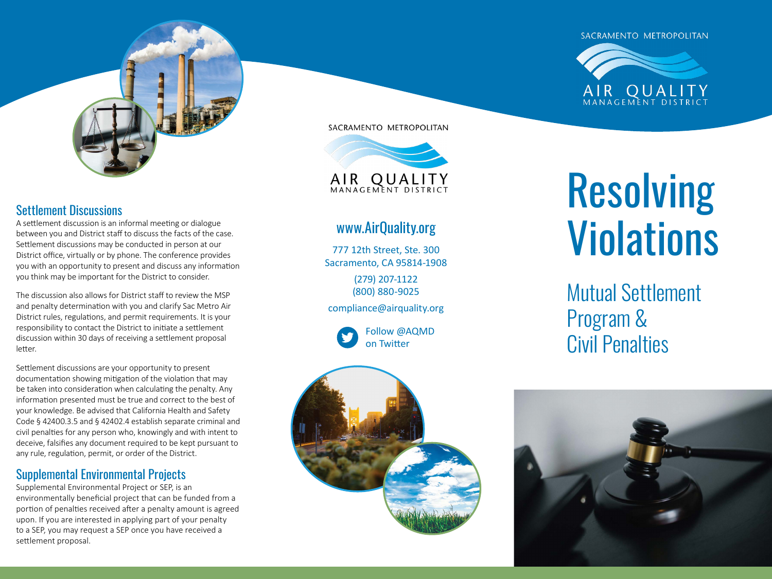## Settlement Discussions

A settlement discussion is an informal meeting or dialogue between you and District staff to discuss the facts of the case. Settlement discussions may be conducted in person at our District office, virtually or by phone. The conference provides you with an opportunity to present and discuss any information you think may be important for the District to consider.

The discussion also allows for District staff to review the MSP and penalty determination with you and clarify Sac Metro Air District rules, regulations, and permit requirements. It is your responsibility to contact the District to initiate a settlement discussion within 30 days of receiving a settlement proposal letter.

Settlement discussions are your opportunity to present documentation showing mitigation of the violation that may be taken into consideration when calculating the penalty. Any information presented must be true and correct to the best of your knowledge. Be advised that California Health and Safety Code § 42400.3.5 and § 42402.4 establish separate criminal and civil penalties for any person who, knowingly and with intent to deceive, falsifies any document required to be kept pursuant to any rule, regulation, permit, or order of the District.

## Supplemental Environmental Projects

Supplemental Environmental Project or SEP, is an environmentally beneficial project that can be funded from a portion of penalties received after a penalty amount is agreed upon. If you are interested in applying part of your penalty to a SEP, you may request a SEP once you have received a settlement proposal.

SACRAMENTO METROPOLITAN
AIR QUALITY
MANAGEMENT DISTRICT

www.AirQuality.org

777 12th Street, Ste. 300
Sacramento, CA 95814-1908

(279) 207-1122
(800) 880-9025

compliance@airquality.org

Follow @AQMD on Twitter

SACRAMENTO METROPOLITAN
AIR QUALITY
MANAGEMENT DISTRICT

# Resolving Violations

## Mutual Settlement Program & Civil Penalties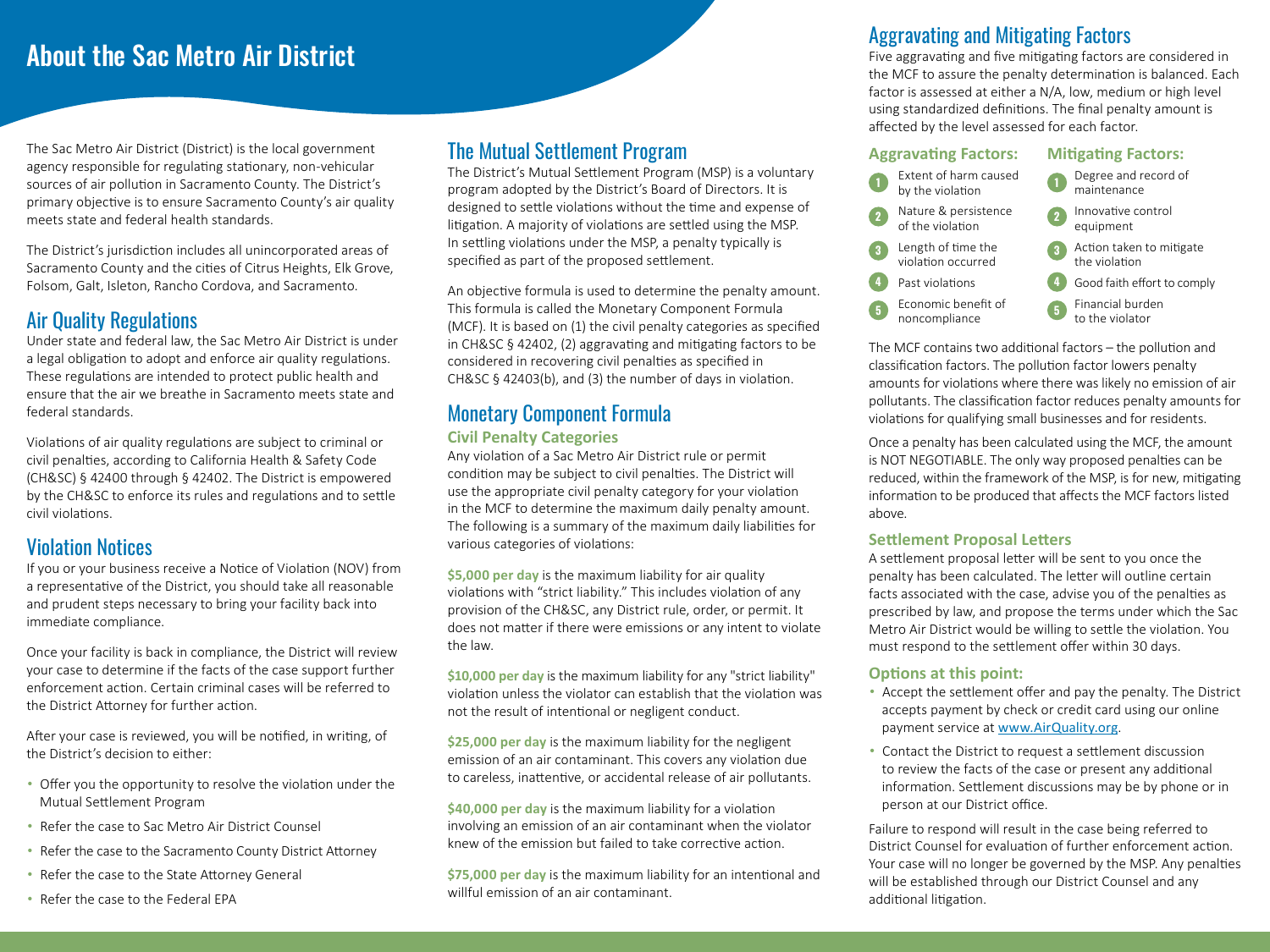# About the Sac Metro Air District

The Sac Metro Air District (District) is the local government agency responsible for regulating stationary, non-vehicular sources of air pollution in Sacramento County. The District's primary objective is to ensure Sacramento County's air quality meets state and federal health standards.

The District's jurisdiction includes all unincorporated areas of Sacramento County and the cities of Citrus Heights, Elk Grove, Folsom, Galt, Isleton, Rancho Cordova, and Sacramento.

## Air Quality Regulations

Under state and federal law, the Sac Metro Air District is under a legal obligation to adopt and enforce air quality regulations. These regulations are intended to protect public health and ensure that the air we breathe in Sacramento meets state and federal standards.

Violations of air quality regulations are subject to criminal or civil penalties, according to California Health & Safety Code (CH&SC) § 42400 through § 42402. The District is empowered by the CH&SC to enforce its rules and regulations and to settle civil violations.

## Violation Notices

If you or your business receive a Notice of Violation (NOV) from a representative of the District, you should take all reasonable and prudent steps necessary to bring your facility back into immediate compliance.

Once your facility is back in compliance, the District will review your case to determine if the facts of the case support further enforcement action. Certain criminal cases will be referred to the District Attorney for further action.

After your case is reviewed, you will be notified, in writing, of the District's decision to either:

- Offer you the opportunity to resolve the violation under the Mutual Settlement Program
- Refer the case to Sac Metro Air District Counsel
- Refer the case to the Sacramento County District Attorney
- Refer the case to the State Attorney General
- Refer the case to the Federal EPA

## The Mutual Settlement Program

The District's Mutual Settlement Program (MSP) is a voluntary program adopted by the District's Board of Directors. It is designed to settle violations without the time and expense of litigation. A majority of violations are settled using the MSP. In settling violations under the MSP, a penalty typically is specified as part of the proposed settlement.

An objective formula is used to determine the penalty amount. This formula is called the Monetary Component Formula (MCF). It is based on (1) the civil penalty categories as specified in CH&SC § 42402, (2) aggravating and mitigating factors to be considered in recovering civil penalties as specified in CH&SC § 42403(b), and (3) the number of days in violation.

## Monetary Component Formula

### Civil Penalty Categories

Any violation of a Sac Metro Air District rule or permit condition may be subject to civil penalties. The District will use the appropriate civil penalty category for your violation in the MCF to determine the maximum daily penalty amount. The following is a summary of the maximum daily liabilities for various categories of violations:

**$5,000 per day** is the maximum liability for air quality violations with "strict liability." This includes violation of any provision of the CH&SC, any District rule, order, or permit. It does not matter if there were emissions or any intent to violate the law.

**$10,000 per day** is the maximum liability for any "strict liability" violation unless the violator can establish that the violation was not the result of intentional or negligent conduct.

**$25,000 per day** is the maximum liability for the negligent emission of an air contaminant. This covers any violation due to careless, inattentive, or accidental release of air pollutants.

**$40,000 per day** is the maximum liability for a violation involving an emission of an air contaminant when the violator knew of the emission but failed to take corrective action.

**$75,000 per day** is the maximum liability for an intentional and willful emission of an air contaminant.

## Aggravating and Mitigating Factors

Five aggravating and five mitigating factors are considered in the MCF to assure the penalty determination is balanced. Each factor is assessed at either a N/A, low, medium or high level using standardized definitions. The final penalty amount is affected by the level assessed for each factor.

**Aggravating Factors:**

1. Extent of harm caused by the violation
2. Nature & persistence of the violation
3. Length of time the violation occurred
4. Past violations
5. Economic benefit of noncompliance

**Mitigating Factors:**

1. Degree and record of maintenance
2. Innovative control equipment
3. Action taken to mitigate the violation
4. Good faith effort to comply
5. Financial burden to the violator

The MCF contains two additional factors – the pollution and classification factors. The pollution factor lowers penalty amounts for violations where there was likely no emission of air pollutants. The classification factor reduces penalty amounts for violations for qualifying small businesses and for residents.

Once a penalty has been calculated using the MCF, the amount is NOT NEGOTIABLE. The only way proposed penalties can be reduced, within the framework of the MSP, is for new, mitigating information to be produced that affects the MCF factors listed above.

### Settlement Proposal Letters

A settlement proposal letter will be sent to you once the penalty has been calculated. The letter will outline certain facts associated with the case, advise you of the penalties as prescribed by law, and propose the terms under which the Sac Metro Air District would be willing to settle the violation. You must respond to the settlement offer within 30 days.

### Options at this point:

- Accept the settlement offer and pay the penalty. The District accepts payment by check or credit card using our online payment service at www.AirQuality.org.
- Contact the District to request a settlement discussion to review the facts of the case or present any additional information. Settlement discussions may be by phone or in person at our District office.

Failure to respond will result in the case being referred to District Counsel for evaluation of further enforcement action. Your case will no longer be governed by the MSP. Any penalties will be established through our District Counsel and any additional litigation.